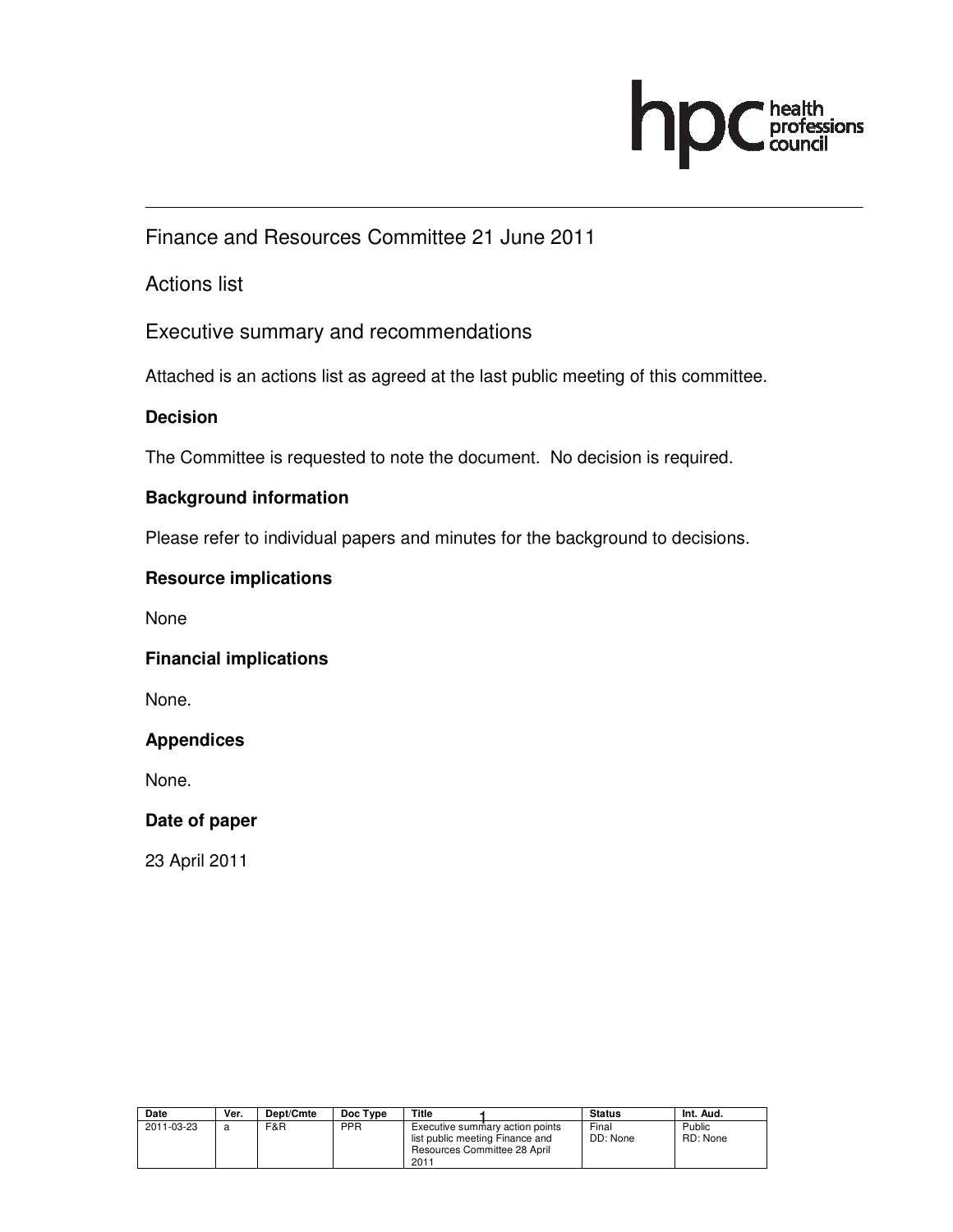## Finance and Resources Committee 21 June 2011

## Actions list

## Executive summary and recommendations

Attached is an actions list as agreed at the last public meeting of this committee.

### Decision

The Committee is requested to note the document. No decision is required.

### Background information

Please refer to individual papers and minutes for the background to decisions.

### Resource implications

None

### Financial implications

None.

### Appendices

None.

### Date of paper

23 April 2011

| Date | Ver. | Dept/Cmte | Doc Type | Title | Status | Int. Aud. |
|---|---|---|---|---|---|---|
| 2011-03-23 | a | F&R | PPR | Executive summary action points list public meeting Finance and Resources Committee 28 April 2011 | Final DD: None | Public RD: None |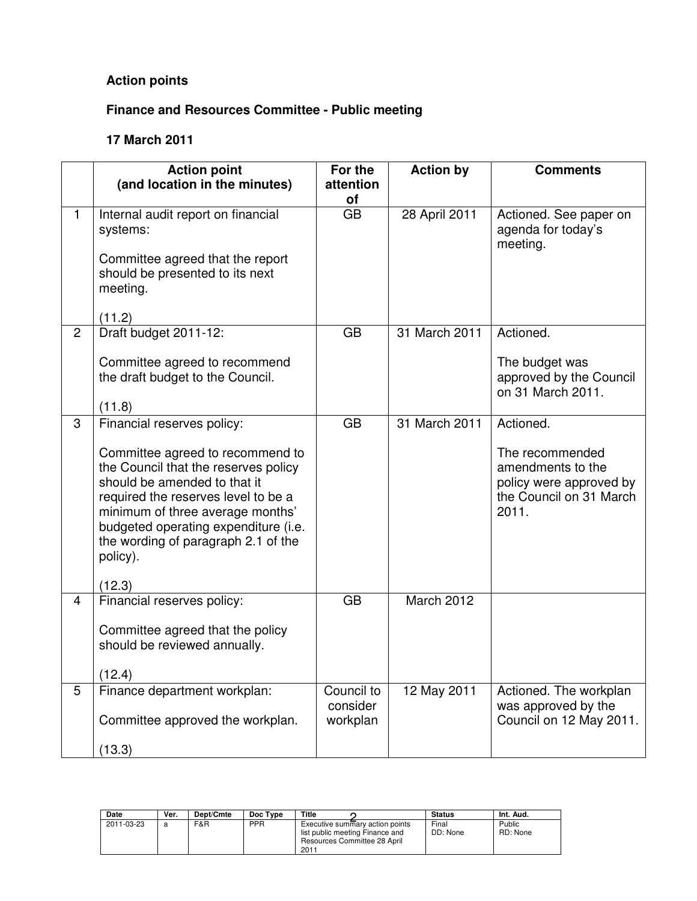**Action points**

**Finance and Resources Committee - Public meeting**

**17 March 2011**

| | Action point (and location in the minutes) | For the attention of | Action by | Comments |
|---|---|---|---|---|
| 1 | Internal audit report on financial systems:<br><br>Committee agreed that the report should be presented to its next meeting.<br><br>(11.2) | GB | 28 April 2011 | Actioned. See paper on agenda for today's meeting. |
| 2 | Draft budget 2011-12:<br><br>Committee agreed to recommend the draft budget to the Council.<br><br>(11.8) | GB | 31 March 2011 | Actioned.<br><br>The budget was approved by the Council on 31 March 2011. |
| 3 | Financial reserves policy:<br><br>Committee agreed to recommend to the Council that the reserves policy should be amended to that it required the reserves level to be a minimum of three average months' budgeted operating expenditure (i.e. the wording of paragraph 2.1 of the policy).<br><br>(12.3) | GB | 31 March 2011 | Actioned.<br><br>The recommended amendments to the policy were approved by the Council on 31 March 2011. |
| 4 | Financial reserves policy:<br><br>Committee agreed that the policy should be reviewed annually.<br><br>(12.4) | GB | March 2012 | |
| 5 | Finance department workplan:<br><br>Committee approved the workplan.<br><br>(13.3) | Council to consider workplan | 12 May 2011 | Actioned. The workplan was approved by the Council on 12 May 2011. |

| Date | Ver. | Dept/Cmte | Doc Type | Title | Status | Int. Aud. |
|---|---|---|---|---|---|---|
| 2011-03-23 | a | F&R | PPR | Executive summary action points list public meeting Finance and Resources Committee 28 April 2011 | Final<br>DD: None | Public<br>RD: None |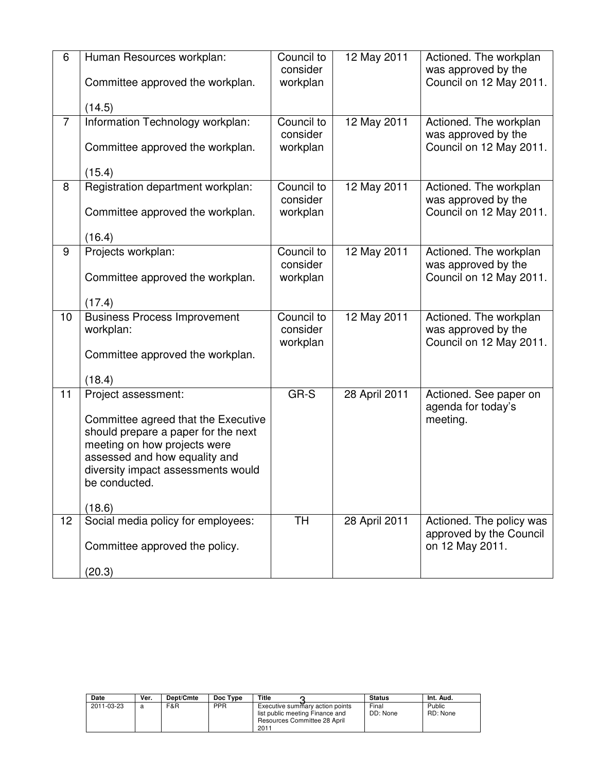| | | | | |
|---|---|---|---|---|
| 6 | Human Resources workplan:<br><br>Committee approved the workplan.<br><br>(14.5) | Council to consider workplan | 12 May 2011 | Actioned. The workplan was approved by the Council on 12 May 2011. |
| 7 | Information Technology workplan:<br><br>Committee approved the workplan.<br><br>(15.4) | Council to consider workplan | 12 May 2011 | Actioned. The workplan was approved by the Council on 12 May 2011. |
| 8 | Registration department workplan:<br><br>Committee approved the workplan.<br><br>(16.4) | Council to consider workplan | 12 May 2011 | Actioned. The workplan was approved by the Council on 12 May 2011. |
| 9 | Projects workplan:<br><br>Committee approved the workplan.<br><br>(17.4) | Council to consider workplan | 12 May 2011 | Actioned. The workplan was approved by the Council on 12 May 2011. |
| 10 | Business Process Improvement workplan:<br><br>Committee approved the workplan.<br><br>(18.4) | Council to consider workplan | 12 May 2011 | Actioned. The workplan was approved by the Council on 12 May 2011. |
| 11 | Project assessment:<br><br>Committee agreed that the Executive should prepare a paper for the next meeting on how projects were assessed and how equality and diversity impact assessments would be conducted.<br><br>(18.6) | GR-S | 28 April 2011 | Actioned. See paper on agenda for today's meeting. |
| 12 | Social media policy for employees:<br><br>Committee approved the policy.<br><br>(20.3) | TH | 28 April 2011 | Actioned. The policy was approved by the Council on 12 May 2011. |

| Date | Ver. | Dept/Cmte | Doc Type | Title | Status | Int. Aud. |
|---|---|---|---|---|---|---|
| 2011-03-23 | a | F&R | PPR | Executive summary action points list public meeting Finance and Resources Committee 28 April 2011 | Final<br>DD: None | Public<br>RD: None |